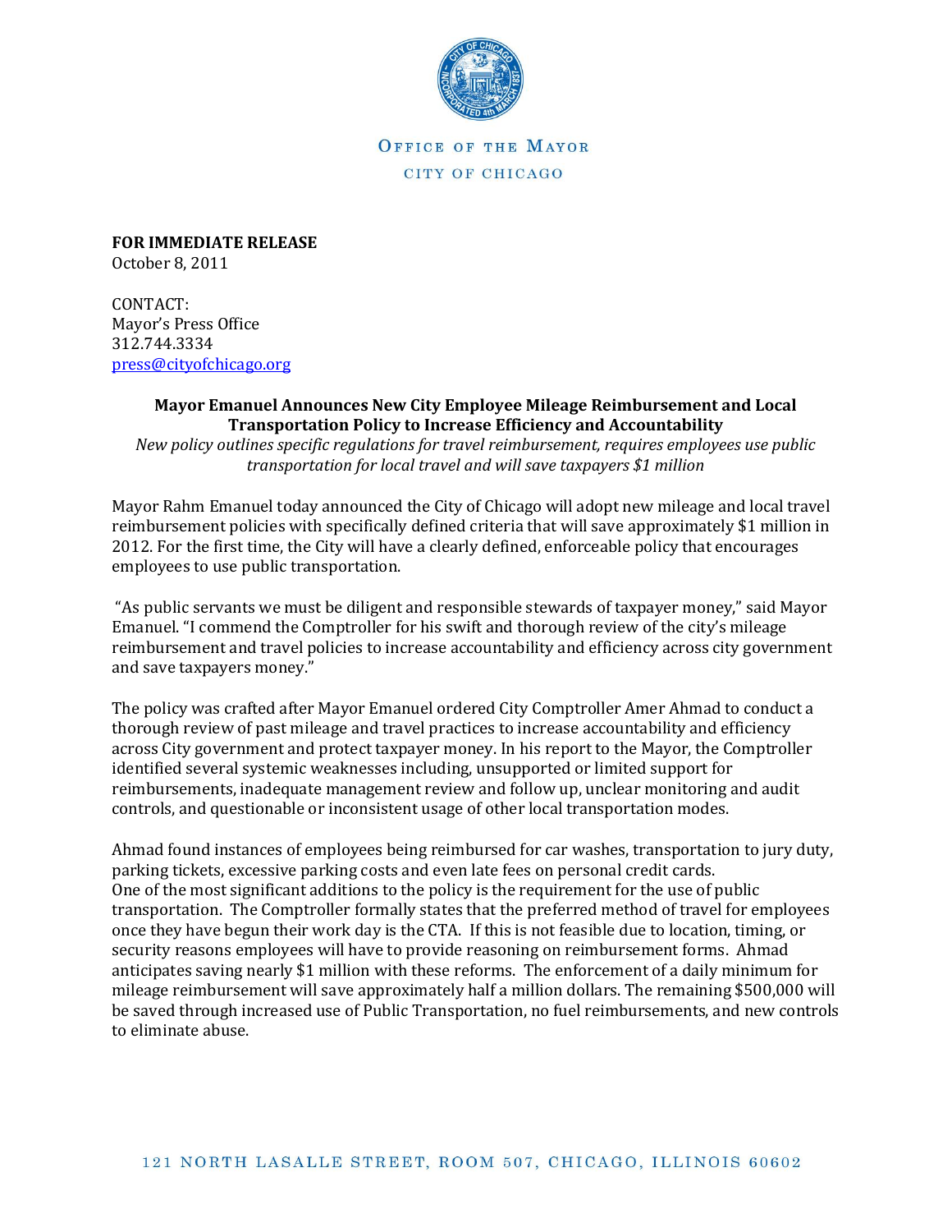OFFICE OF THE MAYOR

CITY OF CHICAGO

**FOR IMMEDIATE RELEASE**
October 8, 2011

CONTACT:
Mayor's Press Office
312.744.3334
press@cityofchicago.org

**Mayor Emanuel Announces New City Employee Mileage Reimbursement and Local Transportation Policy to Increase Efficiency and Accountability**

*New policy outlines specific regulations for travel reimbursement, requires employees use public transportation for local travel and will save taxpayers $1 million*

Mayor Rahm Emanuel today announced the City of Chicago will adopt new mileage and local travel reimbursement policies with specifically defined criteria that will save approximately $1 million in 2012. For the first time, the City will have a clearly defined, enforceable policy that encourages employees to use public transportation.

"As public servants we must be diligent and responsible stewards of taxpayer money," said Mayor Emanuel. "I commend the Comptroller for his swift and thorough review of the city's mileage reimbursement and travel policies to increase accountability and efficiency across city government and save taxpayers money."

The policy was crafted after Mayor Emanuel ordered City Comptroller Amer Ahmad to conduct a thorough review of past mileage and travel practices to increase accountability and efficiency across City government and protect taxpayer money. In his report to the Mayor, the Comptroller identified several systemic weaknesses including, unsupported or limited support for reimbursements, inadequate management review and follow up, unclear monitoring and audit controls, and questionable or inconsistent usage of other local transportation modes.

Ahmad found instances of employees being reimbursed for car washes, transportation to jury duty, parking tickets, excessive parking costs and even late fees on personal credit cards.
One of the most significant additions to the policy is the requirement for the use of public transportation. The Comptroller formally states that the preferred method of travel for employees once they have begun their work day is the CTA. If this is not feasible due to location, timing, or security reasons employees will have to provide reasoning on reimbursement forms. Ahmad anticipates saving nearly $1 million with these reforms. The enforcement of a daily minimum for mileage reimbursement will save approximately half a million dollars. The remaining $500,000 will be saved through increased use of Public Transportation, no fuel reimbursements, and new controls to eliminate abuse.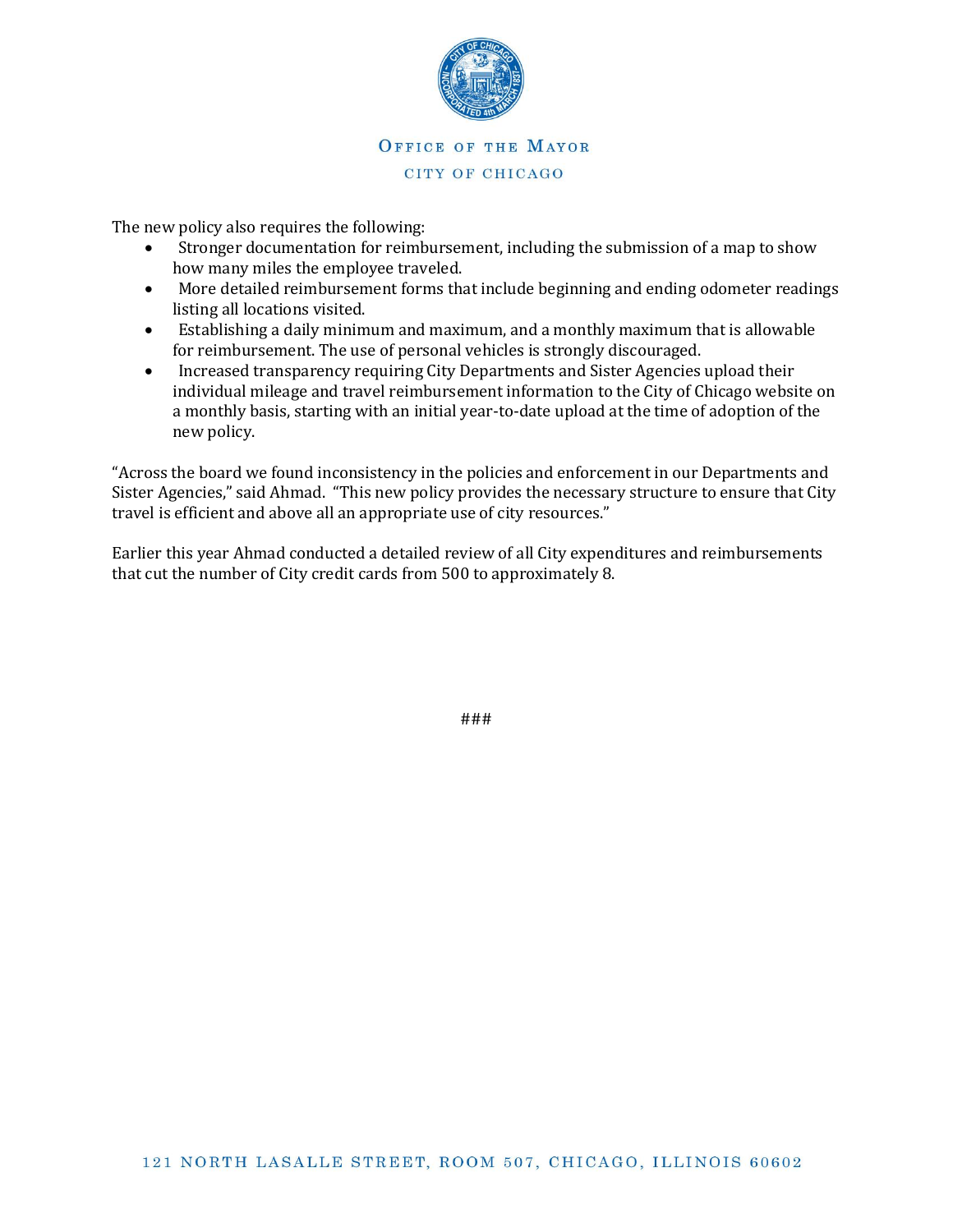The new policy also requires the following:

- Stronger documentation for reimbursement, including the submission of a map to show how many miles the employee traveled.
- More detailed reimbursement forms that include beginning and ending odometer readings listing all locations visited.
- Establishing a daily minimum and maximum, and a monthly maximum that is allowable for reimbursement. The use of personal vehicles is strongly discouraged.
- Increased transparency requiring City Departments and Sister Agencies upload their individual mileage and travel reimbursement information to the City of Chicago website on a monthly basis, starting with an initial year-to-date upload at the time of adoption of the new policy.

"Across the board we found inconsistency in the policies and enforcement in our Departments and Sister Agencies," said Ahmad. "This new policy provides the necessary structure to ensure that City travel is efficient and above all an appropriate use of city resources."

Earlier this year Ahmad conducted a detailed review of all City expenditures and reimbursements that cut the number of City credit cards from 500 to approximately 8.

###